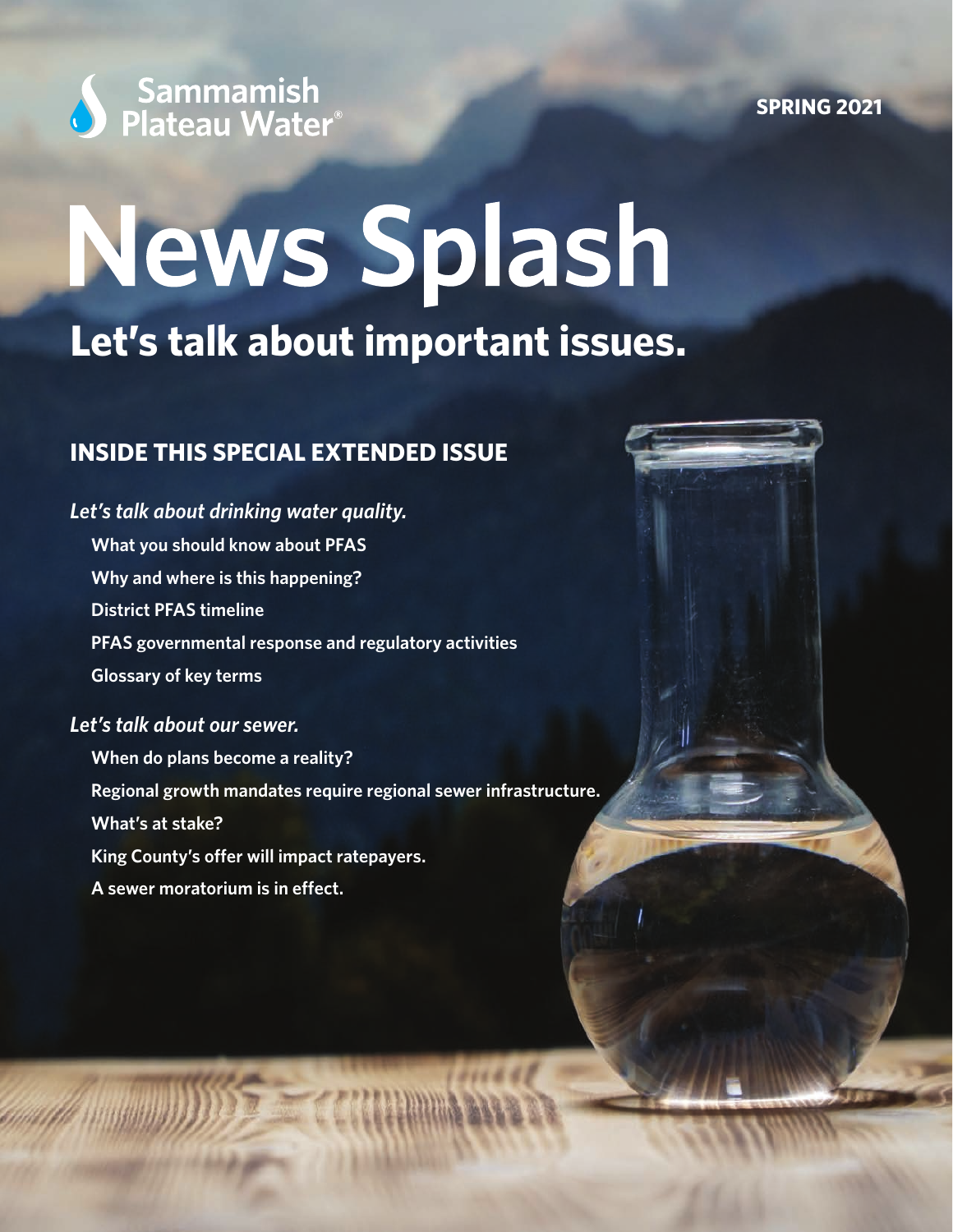Sammamish Plateau Water

SPRING 2021

# News Splash

## Let's talk about important issues.

### INSIDE THIS SPECIAL EXTENDED ISSUE

***Let's talk about drinking water quality.***

- **What you should know about PFAS**
- **Why and where is this happening?**
- **District PFAS timeline**
- **PFAS governmental response and regulatory activities**
- **Glossary of key terms**

***Let's talk about our sewer.***

- **When do plans become a reality?**
- **Regional growth mandates require regional sewer infrastructure.**
- **What's at stake?**
- **King County's offer will impact ratepayers.**
- **A sewer moratorium is in effect.**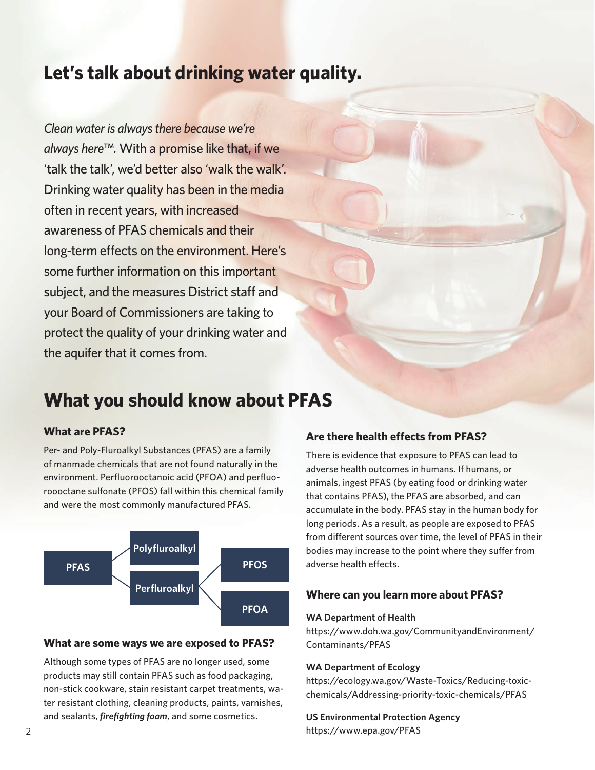# Let's talk about drinking water quality.

*Clean water is always there because we're always here™.* With a promise like that, if we 'talk the talk', we'd better also 'walk the walk'. Drinking water quality has been in the media often in recent years, with increased awareness of PFAS chemicals and their long-term effects on the environment. Here's some further information on this important subject, and the measures District staff and your Board of Commissioners are taking to protect the quality of your drinking water and the aquifer that it comes from.

# What you should know about PFAS

### What are PFAS?

Per- and Poly-Fluroalkyl Substances (PFAS) are a family of manmade chemicals that are not found naturally in the environment. Perfluorooctanoic acid (PFOA) and perfluoroooctane sulfonate (PFOS) fall within this chemical family and were the most commonly manufactured PFAS.

- **PFAS**
  - **Polyfluroalkyl**
  - **Perfluroalkyl**
    - **PFOS**
    - **PFOA**

### What are some ways we are exposed to PFAS?

Although some types of PFAS are no longer used, some products may still contain PFAS such as food packaging, non-stick cookware, stain resistant carpet treatments, water resistant clothing, cleaning products, paints, varnishes, and sealants, ***firefighting foam***, and some cosmetics.

### Are there health effects from PFAS?

There is evidence that exposure to PFAS can lead to adverse health outcomes in humans. If humans, or animals, ingest PFAS (by eating food or drinking water that contains PFAS), the PFAS are absorbed, and can accumulate in the body. PFAS stay in the human body for long periods. As a result, as people are exposed to PFAS from different sources over time, the level of PFAS in their bodies may increase to the point where they suffer from adverse health effects.

### Where can you learn more about PFAS?

**WA Department of Health**
https://www.doh.wa.gov/CommunityandEnvironment/Contaminants/PFAS

**WA Department of Ecology**
https://ecology.wa.gov/Waste-Toxics/Reducing-toxic-chemicals/Addressing-priority-toxic-chemicals/PFAS

**US Environmental Protection Agency**
https://www.epa.gov/PFAS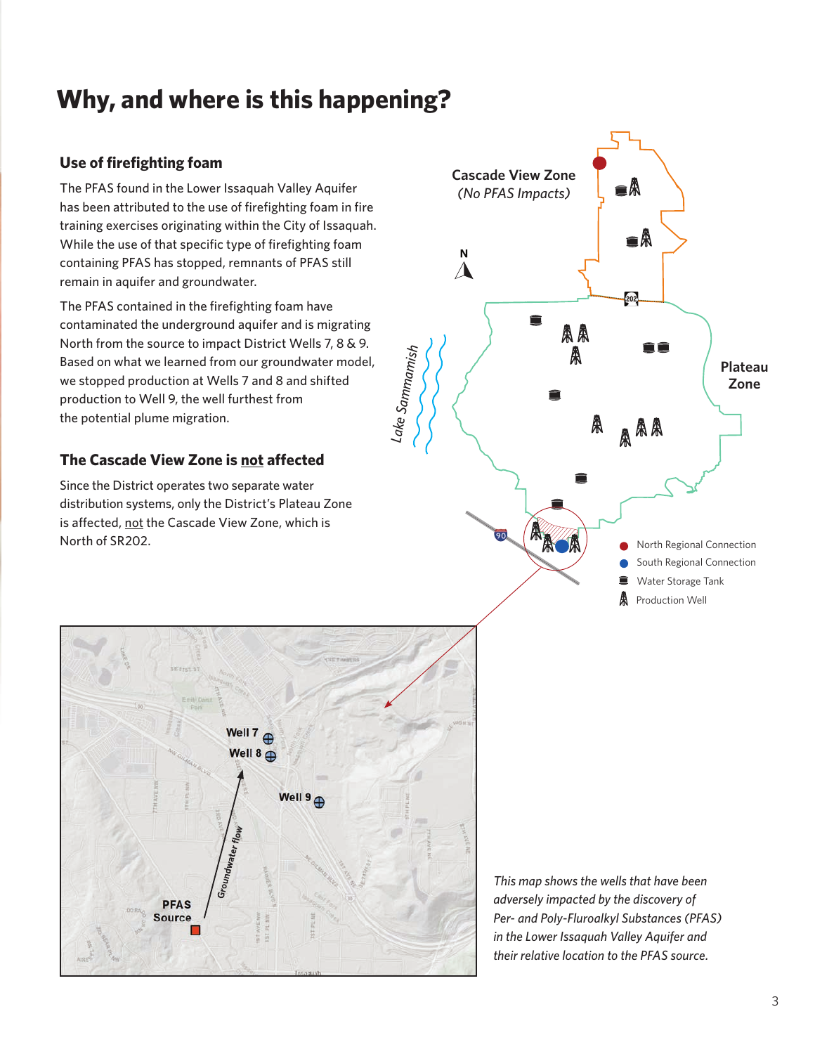# Why, and where is this happening?

## Use of firefighting foam

The PFAS found in the Lower Issaquah Valley Aquifer has been attributed to the use of firefighting foam in fire training exercises originating within the City of Issaquah. While the use of that specific type of firefighting foam containing PFAS has stopped, remnants of PFAS still remain in aquifer and groundwater.

The PFAS contained in the firefighting foam have contaminated the underground aquifer and is migrating North from the source to impact District Wells 7, 8 & 9. Based on what we learned from our groundwater model, we stopped production at Wells 7 and 8 and shifted production to Well 9, the well furthest from the potential plume migration.

## The Cascade View Zone is not affected

Since the District operates two separate water distribution systems, only the District's Plateau Zone is affected, not the Cascade View Zone, which is North of SR202.

Cascade View Zone
*(No PFAS Impacts)*

Plateau Zone

Lake Sammamish

- North Regional Connection
- South Regional Connection
- Water Storage Tank
- Production Well

Well 7

Well 8

Well 9

Groundwater flow

PFAS Source

*This map shows the wells that have been adversely impacted by the discovery of Per- and Poly-Fluroalkyl Substances (PFAS) in the Lower Issaquah Valley Aquifer and their relative location to the PFAS source.*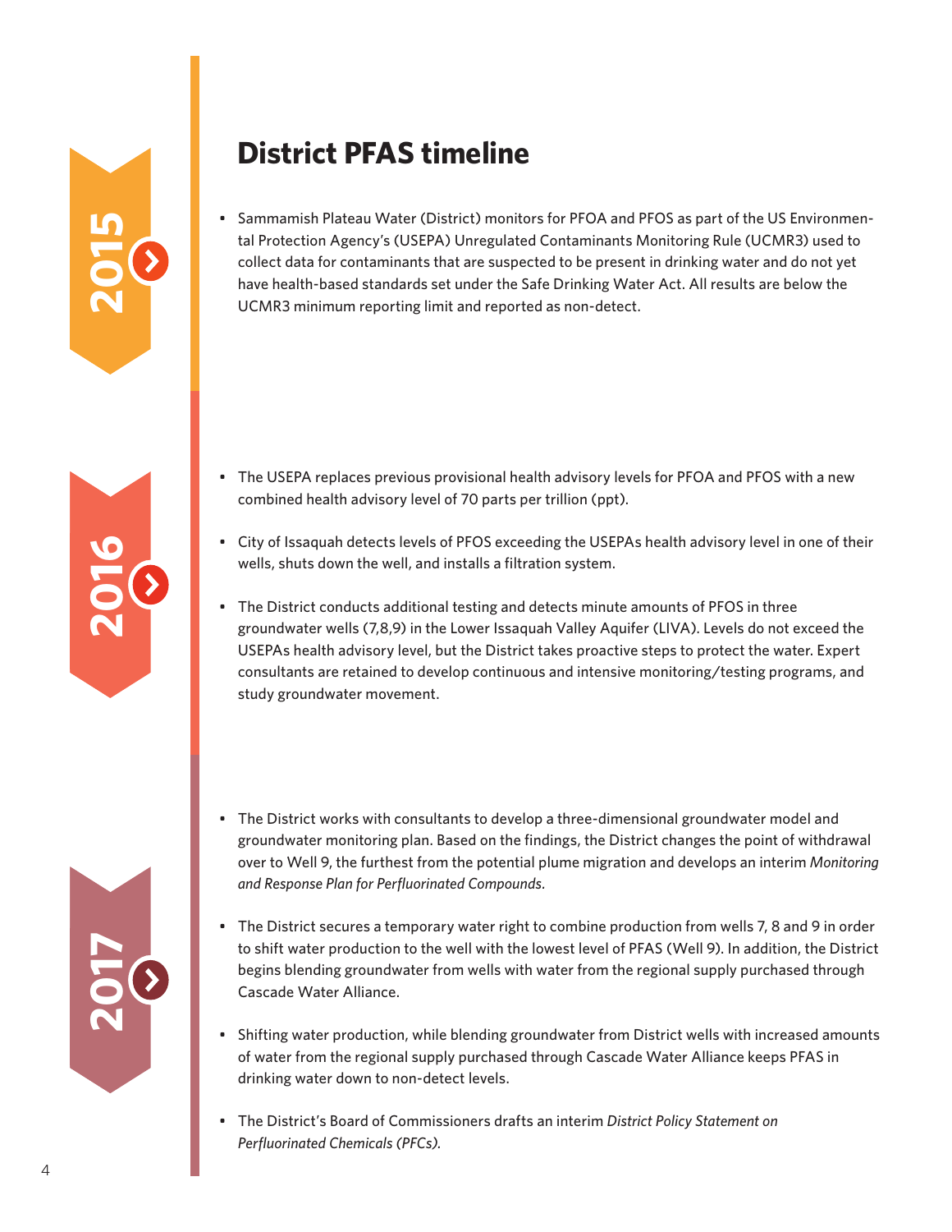# District PFAS timeline

## 2015

- Sammamish Plateau Water (District) monitors for PFOA and PFOS as part of the US Environmental Protection Agency's (USEPA) Unregulated Contaminants Monitoring Rule (UCMR3) used to collect data for contaminants that are suspected to be present in drinking water and do not yet have health-based standards set under the Safe Drinking Water Act. All results are below the UCMR3 minimum reporting limit and reported as non-detect.

## 2016

- The USEPA replaces previous provisional health advisory levels for PFOA and PFOS with a new combined health advisory level of 70 parts per trillion (ppt).
- City of Issaquah detects levels of PFOS exceeding the USEPAs health advisory level in one of their wells, shuts down the well, and installs a filtration system.
- The District conducts additional testing and detects minute amounts of PFOS in three groundwater wells (7,8,9) in the Lower Issaquah Valley Aquifer (LIVA). Levels do not exceed the USEPAs health advisory level, but the District takes proactive steps to protect the water. Expert consultants are retained to develop continuous and intensive monitoring/testing programs, and study groundwater movement.

## 2017

- The District works with consultants to develop a three-dimensional groundwater model and groundwater monitoring plan. Based on the findings, the District changes the point of withdrawal over to Well 9, the furthest from the potential plume migration and develops an interim *Monitoring and Response Plan for Perfluorinated Compounds.*
- The District secures a temporary water right to combine production from wells 7, 8 and 9 in order to shift water production to the well with the lowest level of PFAS (Well 9). In addition, the District begins blending groundwater from wells with water from the regional supply purchased through Cascade Water Alliance.
- Shifting water production, while blending groundwater from District wells with increased amounts of water from the regional supply purchased through Cascade Water Alliance keeps PFAS in drinking water down to non-detect levels.
- The District's Board of Commissioners drafts an interim *District Policy Statement on Perfluorinated Chemicals (PFCs).*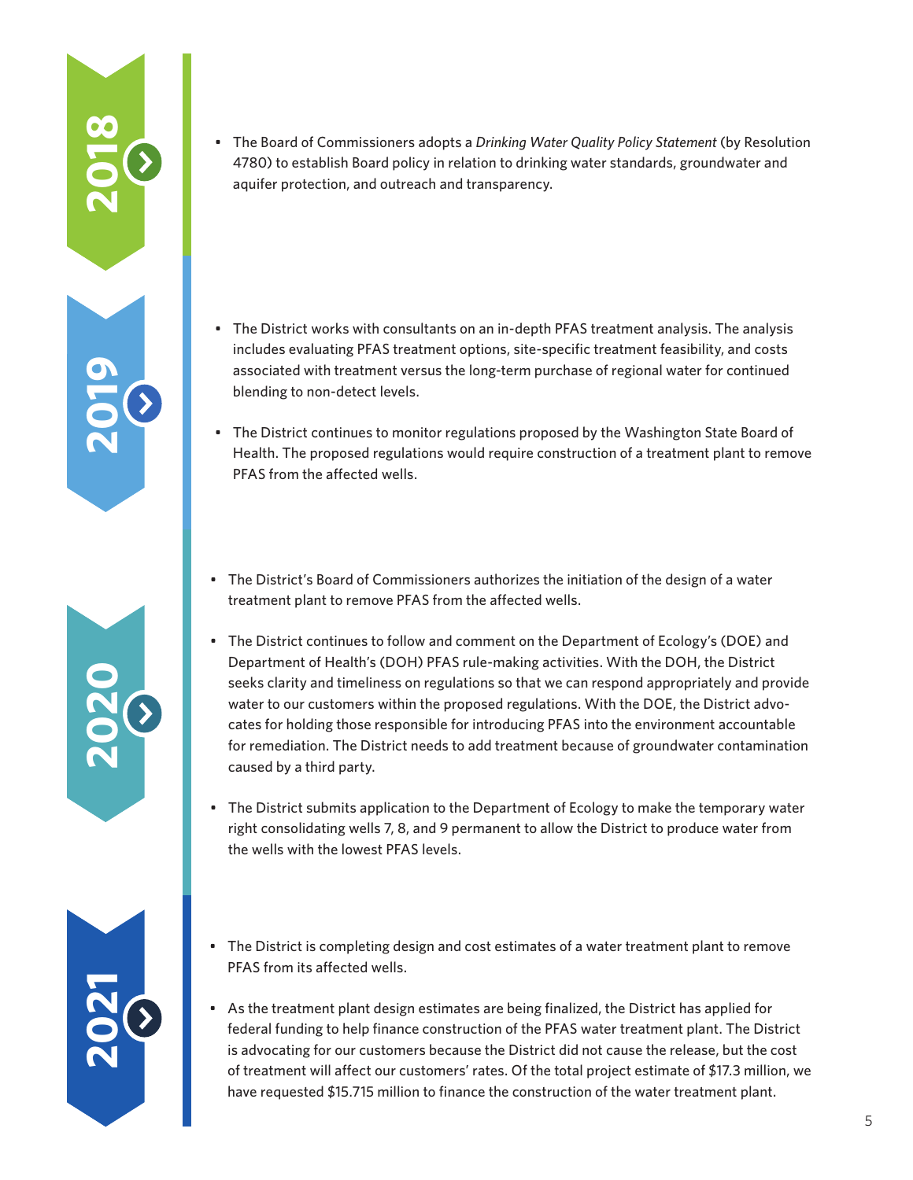## 2018

- The Board of Commissioners adopts a *Drinking Water Quality Policy Statement* (by Resolution 4780) to establish Board policy in relation to drinking water standards, groundwater and aquifer protection, and outreach and transparency.

## 2019

- The District works with consultants on an in-depth PFAS treatment analysis. The analysis includes evaluating PFAS treatment options, site-specific treatment feasibility, and costs associated with treatment versus the long-term purchase of regional water for continued blending to non-detect levels.
- The District continues to monitor regulations proposed by the Washington State Board of Health. The proposed regulations would require construction of a treatment plant to remove PFAS from the affected wells.

## 2020

- The District's Board of Commissioners authorizes the initiation of the design of a water treatment plant to remove PFAS from the affected wells.
- The District continues to follow and comment on the Department of Ecology's (DOE) and Department of Health's (DOH) PFAS rule-making activities. With the DOH, the District seeks clarity and timeliness on regulations so that we can respond appropriately and provide water to our customers within the proposed regulations. With the DOE, the District advocates for holding those responsible for introducing PFAS into the environment accountable for remediation. The District needs to add treatment because of groundwater contamination caused by a third party.
- The District submits application to the Department of Ecology to make the temporary water right consolidating wells 7, 8, and 9 permanent to allow the District to produce water from the wells with the lowest PFAS levels.

## 2021

- The District is completing design and cost estimates of a water treatment plant to remove PFAS from its affected wells.
- As the treatment plant design estimates are being finalized, the District has applied for federal funding to help finance construction of the PFAS water treatment plant. The District is advocating for our customers because the District did not cause the release, but the cost of treatment will affect our customers' rates. Of the total project estimate of $17.3 million, we have requested $15.715 million to finance the construction of the water treatment plant.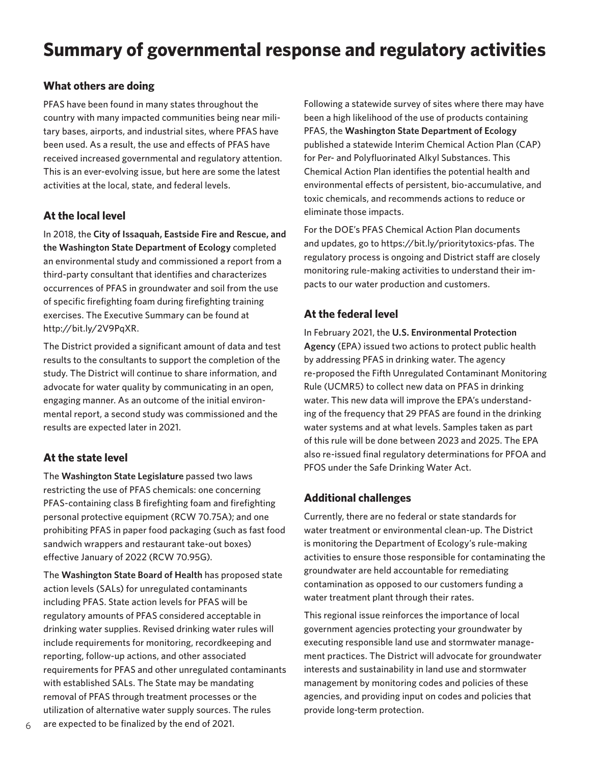# Summary of governmental response and regulatory activities

## What others are doing

PFAS have been found in many states throughout the country with many impacted communities being near military bases, airports, and industrial sites, where PFAS have been used. As a result, the use and effects of PFAS have received increased governmental and regulatory attention. This is an ever-evolving issue, but here are some the latest activities at the local, state, and federal levels.

## At the local level

In 2018, the **City of Issaquah, Eastside Fire and Rescue, and the Washington State Department of Ecology** completed an environmental study and commissioned a report from a third-party consultant that identifies and characterizes occurrences of PFAS in groundwater and soil from the use of specific firefighting foam during firefighting training exercises. The Executive Summary can be found at http://bit.ly/2V9PqXR.

The District provided a significant amount of data and test results to the consultants to support the completion of the study. The District will continue to share information, and advocate for water quality by communicating in an open, engaging manner. As an outcome of the initial environmental report, a second study was commissioned and the results are expected later in 2021.

## At the state level

The **Washington State Legislature** passed two laws restricting the use of PFAS chemicals: one concerning PFAS-containing class B firefighting foam and firefighting personal protective equipment (RCW 70.75A); and one prohibiting PFAS in paper food packaging (such as fast food sandwich wrappers and restaurant take-out boxes) effective January of 2022 (RCW 70.95G).

The **Washington State Board of Health** has proposed state action levels (SALs) for unregulated contaminants including PFAS. State action levels for PFAS will be regulatory amounts of PFAS considered acceptable in drinking water supplies. Revised drinking water rules will include requirements for monitoring, recordkeeping and reporting, follow-up actions, and other associated requirements for PFAS and other unregulated contaminants with established SALs. The State may be mandating removal of PFAS through treatment processes or the utilization of alternative water supply sources. The rules are expected to be finalized by the end of 2021.

Following a statewide survey of sites where there may have been a high likelihood of the use of products containing PFAS, the **Washington State Department of Ecology** published a statewide Interim Chemical Action Plan (CAP) for Per- and Polyfluorinated Alkyl Substances. This Chemical Action Plan identifies the potential health and environmental effects of persistent, bio-accumulative, and toxic chemicals, and recommends actions to reduce or eliminate those impacts.

For the DOE's PFAS Chemical Action Plan documents and updates, go to https://bit.ly/prioritytoxics-pfas. The regulatory process is ongoing and District staff are closely monitoring rule-making activities to understand their impacts to our water production and customers.

## At the federal level

In February 2021, the **U.S. Environmental Protection Agency** (EPA) issued two actions to protect public health by addressing PFAS in drinking water. The agency re-proposed the Fifth Unregulated Contaminant Monitoring Rule (UCMR5) to collect new data on PFAS in drinking water. This new data will improve the EPA's understanding of the frequency that 29 PFAS are found in the drinking water systems and at what levels. Samples taken as part of this rule will be done between 2023 and 2025. The EPA also re-issued final regulatory determinations for PFOA and PFOS under the Safe Drinking Water Act.

## Additional challenges

Currently, there are no federal or state standards for water treatment or environmental clean-up. The District is monitoring the Department of Ecology's rule-making activities to ensure those responsible for contaminating the groundwater are held accountable for remediating contamination as opposed to our customers funding a water treatment plant through their rates.

This regional issue reinforces the importance of local government agencies protecting your groundwater by executing responsible land use and stormwater management practices. The District will advocate for groundwater interests and sustainability in land use and stormwater management by monitoring codes and policies of these agencies, and providing input on codes and policies that provide long-term protection.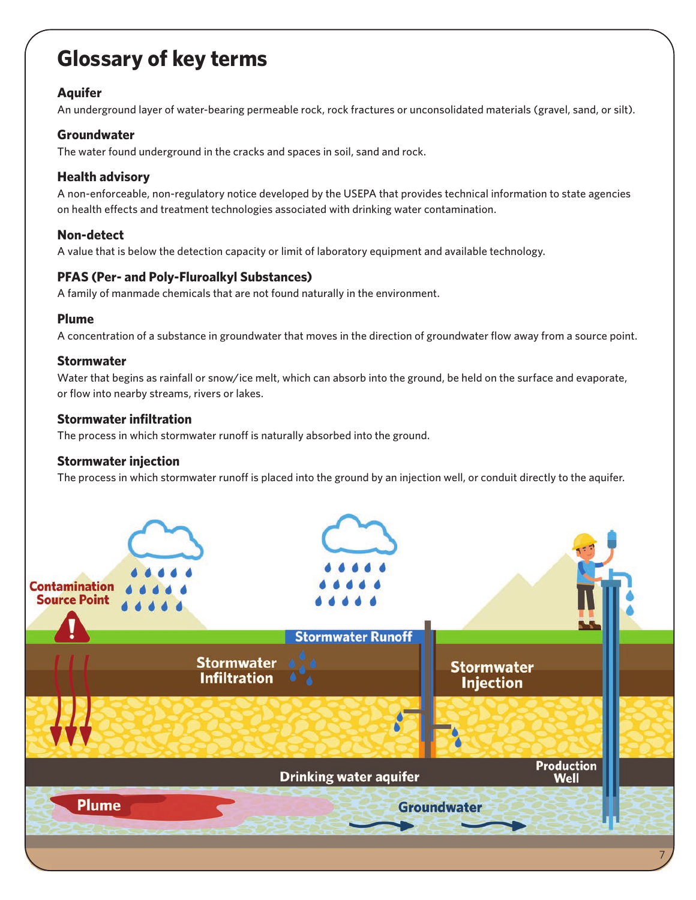# Glossary of key terms

### Aquifer

An underground layer of water-bearing permeable rock, rock fractures or unconsolidated materials (gravel, sand, or silt).

### Groundwater

The water found underground in the cracks and spaces in soil, sand and rock.

### Health advisory

A non-enforceable, non-regulatory notice developed by the USEPA that provides technical information to state agencies on health effects and treatment technologies associated with drinking water contamination.

### Non-detect

A value that is below the detection capacity or limit of laboratory equipment and available technology.

### PFAS (Per- and Poly-Fluroalkyl Substances)

A family of manmade chemicals that are not found naturally in the environment.

### Plume

A concentration of a substance in groundwater that moves in the direction of groundwater flow away from a source point.

### Stormwater

Water that begins as rainfall or snow/ice melt, which can absorb into the ground, be held on the surface and evaporate, or flow into nearby streams, rivers or lakes.

### Stormwater infiltration

The process in which stormwater runoff is naturally absorbed into the ground.

### Stormwater injection

The process in which stormwater runoff is placed into the ground by an injection well, or conduit directly to the aquifer.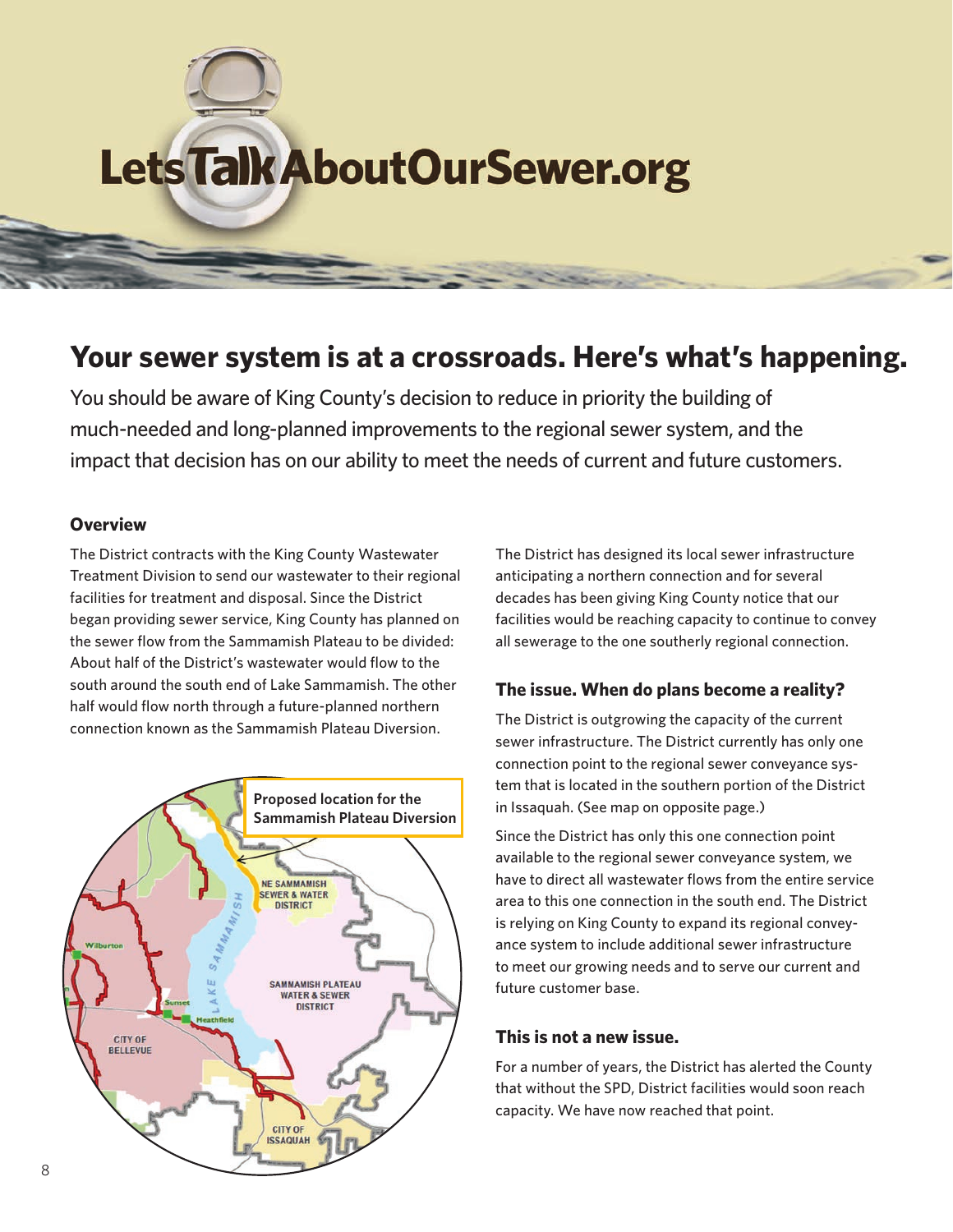# LetsTalkAboutOurSewer.org

## Your sewer system is at a crossroads. Here's what's happening.

You should be aware of King County's decision to reduce in priority the building of much-needed and long-planned improvements to the regional sewer system, and the impact that decision has on our ability to meet the needs of current and future customers.

### Overview

The District contracts with the King County Wastewater Treatment Division to send our wastewater to their regional facilities for treatment and disposal. Since the District began providing sewer service, King County has planned on the sewer flow from the Sammamish Plateau to be divided: About half of the District's wastewater would flow to the south around the south end of Lake Sammamish. The other half would flow north through a future-planned northern connection known as the Sammamish Plateau Diversion.

Proposed location for the Sammamish Plateau Diversion

The District has designed its local sewer infrastructure anticipating a northern connection and for several decades has been giving King County notice that our facilities would be reaching capacity to continue to convey all sewerage to the one southerly regional connection.

### The issue. When do plans become a reality?

The District is outgrowing the capacity of the current sewer infrastructure. The District currently has only one connection point to the regional sewer conveyance system that is located in the southern portion of the District in Issaquah. (See map on opposite page.)

Since the District has only this one connection point available to the regional sewer conveyance system, we have to direct all wastewater flows from the entire service area to this one connection in the south end. The District is relying on King County to expand its regional conveyance system to include additional sewer infrastructure to meet our growing needs and to serve our current and future customer base.

### This is not a new issue.

For a number of years, the District has alerted the County that without the SPD, District facilities would soon reach capacity. We have now reached that point.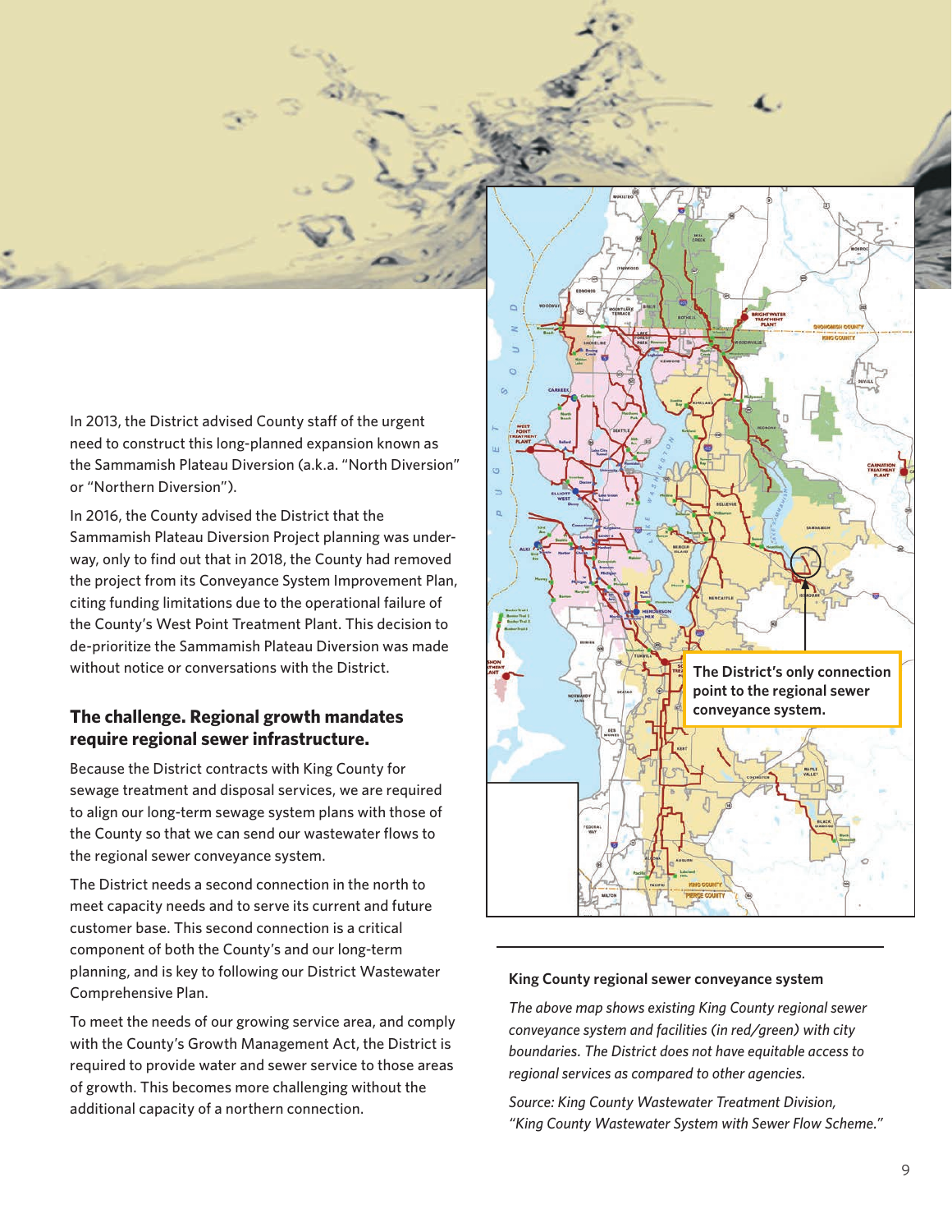In 2013, the District advised County staff of the urgent need to construct this long-planned expansion known as the Sammamish Plateau Diversion (a.k.a. "North Diversion" or "Northern Diversion").

In 2016, the County advised the District that the Sammamish Plateau Diversion Project planning was underway, only to find out that in 2018, the County had removed the project from its Conveyance System Improvement Plan, citing funding limitations due to the operational failure of the County's West Point Treatment Plant. This decision to de-prioritize the Sammamish Plateau Diversion was made without notice or conversations with the District.

## The challenge. Regional growth mandates require regional sewer infrastructure.

Because the District contracts with King County for sewage treatment and disposal services, we are required to align our long-term sewage system plans with those of the County so that we can send our wastewater flows to the regional sewer conveyance system.

The District needs a second connection in the north to meet capacity needs and to serve its current and future customer base. This second connection is a critical component of both the County's and our long-term planning, and is key to following our District Wastewater Comprehensive Plan.

To meet the needs of our growing service area, and comply with the County's Growth Management Act, the District is required to provide water and sewer service to those areas of growth. This becomes more challenging without the additional capacity of a northern connection.

**The District's only connection point to the regional sewer conveyance system.**

**King County regional sewer conveyance system**

*The above map shows existing King County regional sewer conveyance system and facilities (in red/green) with city boundaries. The District does not have equitable access to regional services as compared to other agencies.*

*Source: King County Wastewater Treatment Division, "King County Wastewater System with Sewer Flow Scheme."*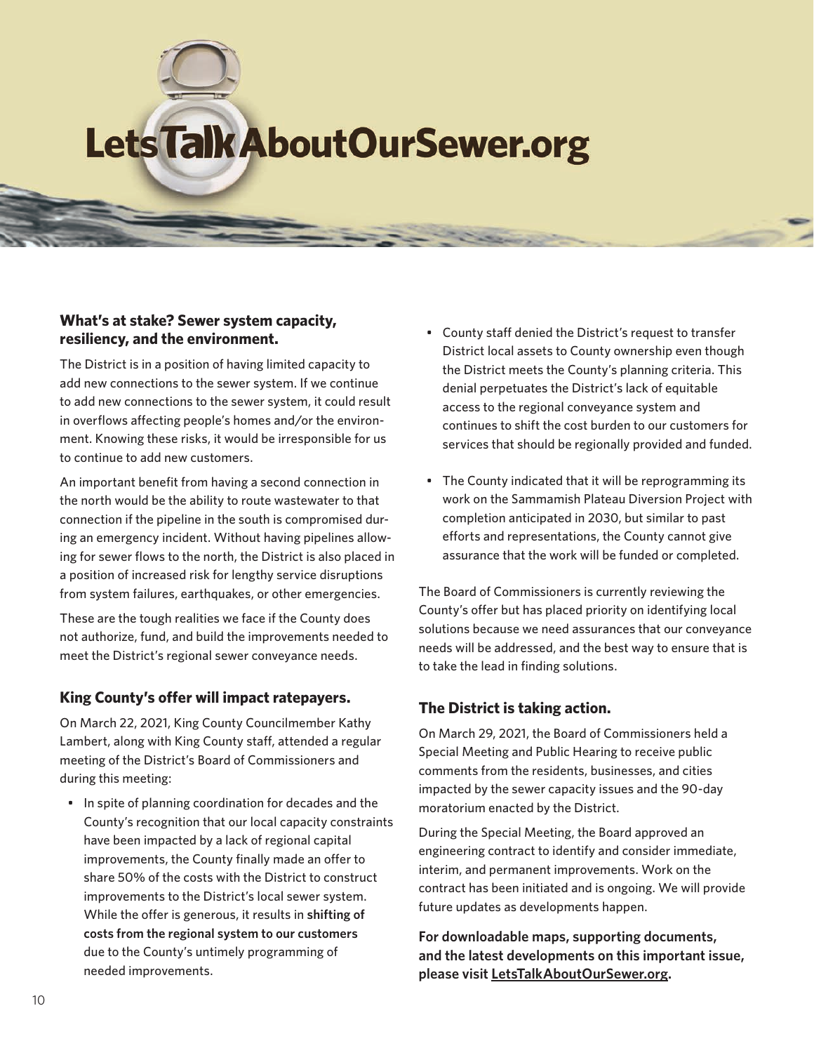# LetsTalkAboutOurSewer.org

## What's at stake? Sewer system capacity, resiliency, and the environment.

The District is in a position of having limited capacity to add new connections to the sewer system. If we continue to add new connections to the sewer system, it could result in overflows affecting people's homes and/or the environment. Knowing these risks, it would be irresponsible for us to continue to add new customers.

An important benefit from having a second connection in the north would be the ability to route wastewater to that connection if the pipeline in the south is compromised during an emergency incident. Without having pipelines allowing for sewer flows to the north, the District is also placed in a position of increased risk for lengthy service disruptions from system failures, earthquakes, or other emergencies.

These are the tough realities we face if the County does not authorize, fund, and build the improvements needed to meet the District's regional sewer conveyance needs.

## King County's offer will impact ratepayers.

On March 22, 2021, King County Councilmember Kathy Lambert, along with King County staff, attended a regular meeting of the District's Board of Commissioners and during this meeting:

- In spite of planning coordination for decades and the County's recognition that our local capacity constraints have been impacted by a lack of regional capital improvements, the County finally made an offer to share 50% of the costs with the District to construct improvements to the District's local sewer system. While the offer is generous, it results in **shifting of costs from the regional system to our customers** due to the County's untimely programming of needed improvements.
- County staff denied the District's request to transfer District local assets to County ownership even though the District meets the County's planning criteria. This denial perpetuates the District's lack of equitable access to the regional conveyance system and continues to shift the cost burden to our customers for services that should be regionally provided and funded.
- The County indicated that it will be reprogramming its work on the Sammamish Plateau Diversion Project with completion anticipated in 2030, but similar to past efforts and representations, the County cannot give assurance that the work will be funded or completed.

The Board of Commissioners is currently reviewing the County's offer but has placed priority on identifying local solutions because we need assurances that our conveyance needs will be addressed, and the best way to ensure that is to take the lead in finding solutions.

## The District is taking action.

On March 29, 2021, the Board of Commissioners held a Special Meeting and Public Hearing to receive public comments from the residents, businesses, and cities impacted by the sewer capacity issues and the 90-day moratorium enacted by the District.

During the Special Meeting, the Board approved an engineering contract to identify and consider immediate, interim, and permanent improvements. Work on the contract has been initiated and is ongoing. We will provide future updates as developments happen.

**For downloadable maps, supporting documents, and the latest developments on this important issue, please visit LetsTalkAboutOurSewer.org.**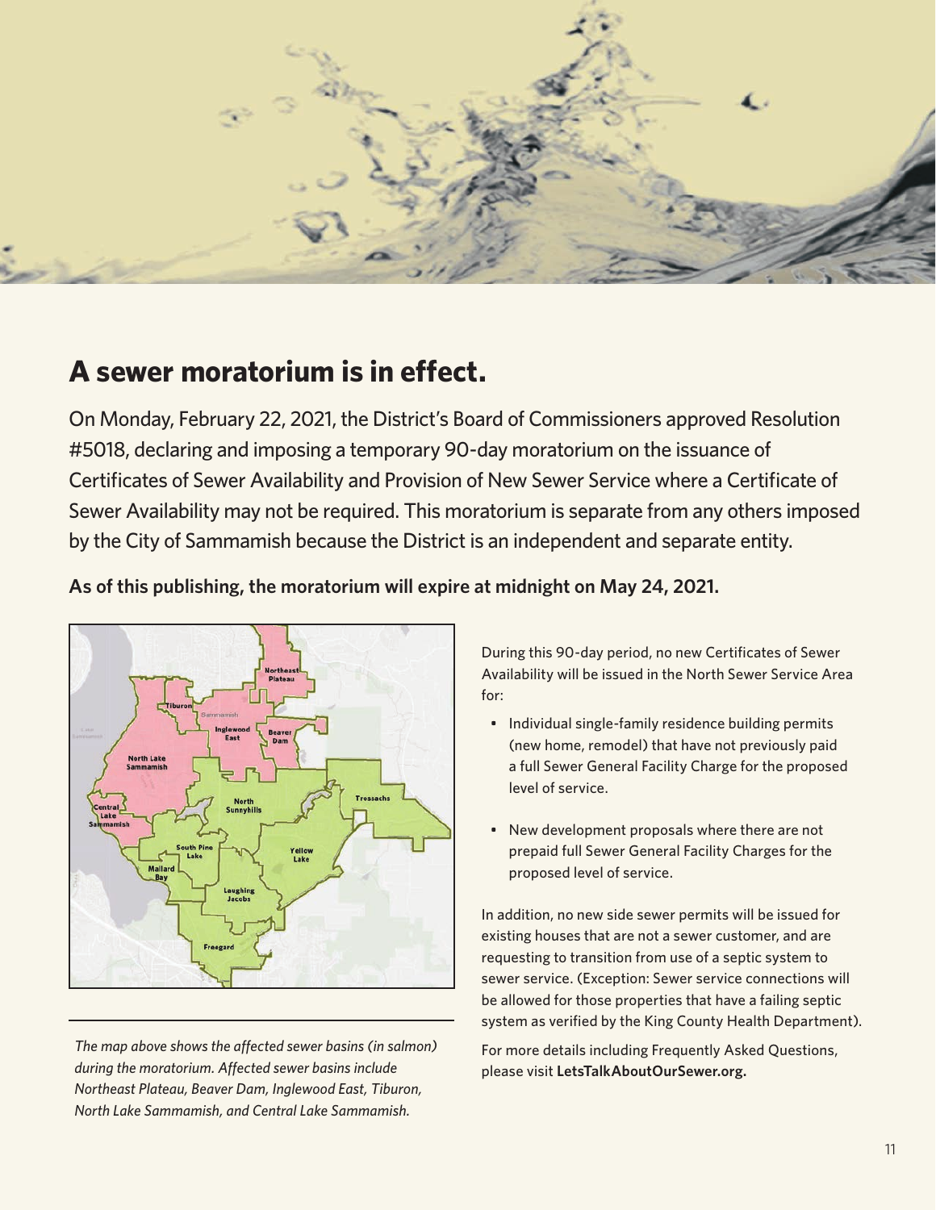## A sewer moratorium is in effect.

On Monday, February 22, 2021, the District's Board of Commissioners approved Resolution #5018, declaring and imposing a temporary 90-day moratorium on the issuance of Certificates of Sewer Availability and Provision of New Sewer Service where a Certificate of Sewer Availability may not be required. This moratorium is separate from any others imposed by the City of Sammamish because the District is an independent and separate entity.

**As of this publishing, the moratorium will expire at midnight on May 24, 2021.**

*The map above shows the affected sewer basins (in salmon) during the moratorium. Affected sewer basins include Northeast Plateau, Beaver Dam, Inglewood East, Tiburon, North Lake Sammamish, and Central Lake Sammamish.*

During this 90-day period, no new Certificates of Sewer Availability will be issued in the North Sewer Service Area for:

- Individual single-family residence building permits (new home, remodel) that have not previously paid a full Sewer General Facility Charge for the proposed level of service.
- New development proposals where there are not prepaid full Sewer General Facility Charges for the proposed level of service.

In addition, no new side sewer permits will be issued for existing houses that are not a sewer customer, and are requesting to transition from use of a septic system to sewer service. (Exception: Sewer service connections will be allowed for those properties that have a failing septic system as verified by the King County Health Department).

For more details including Frequently Asked Questions, please visit **LetsTalkAboutOurSewer.org.**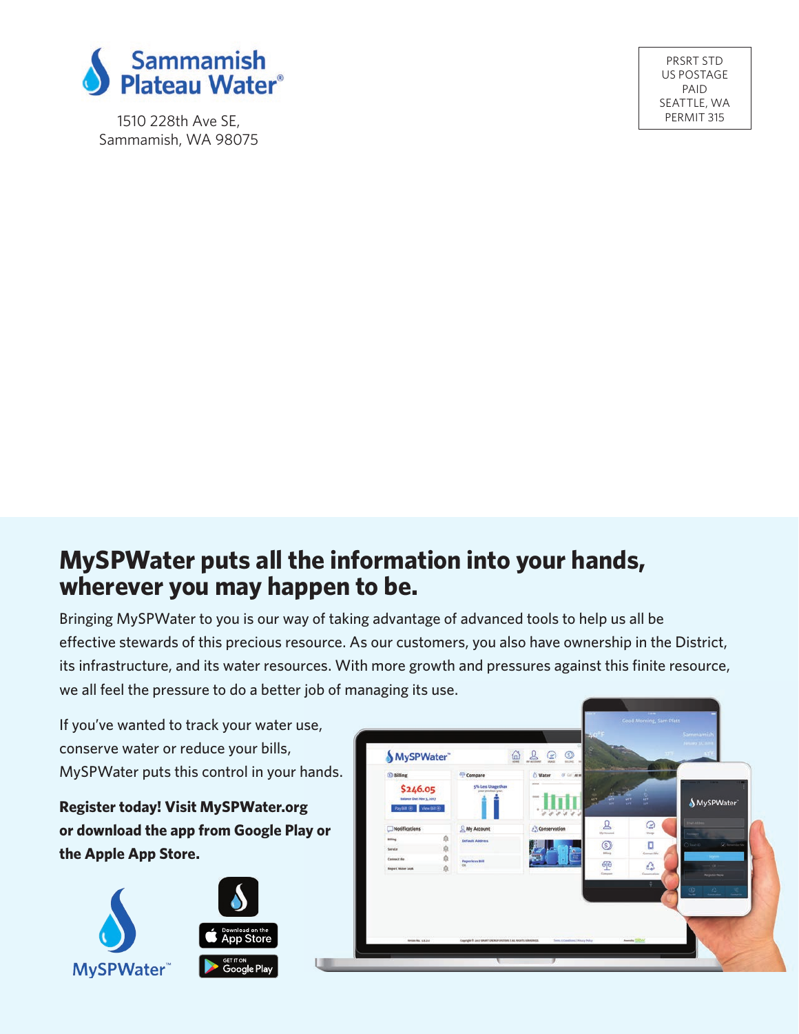**Sammamish Plateau Water®**

1510 228th Ave SE,
Sammamish, WA 98075

PRSRT STD
US POSTAGE
PAID
SEATTLE, WA
PERMIT 315

## MySPWater puts all the information into your hands, wherever you may happen to be.

Bringing MySPWater to you is our way of taking advantage of advanced tools to help us all be effective stewards of this precious resource. As our customers, you also have ownership in the District, its infrastructure, and its water resources. With more growth and pressures against this finite resource, we all feel the pressure to do a better job of managing its use.

If you've wanted to track your water use, conserve water or reduce your bills, MySPWater puts this control in your hands.

**Register today! Visit MySPWater.org or download the app from Google Play or the Apple App Store.**

MySPWater™

Download on the App Store

GET IT ON Google Play